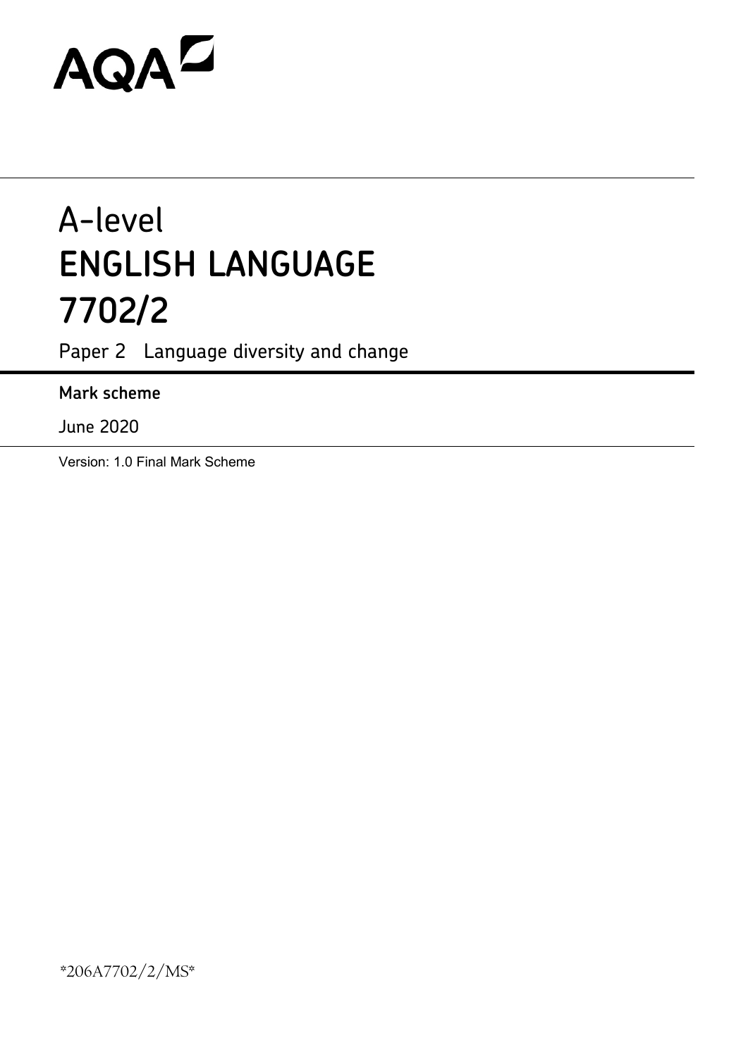AQA

# A-level
# ENGLISH LANGUAGE
# 7702/2

Paper 2 Language diversity and change

**Mark scheme**

June 2020

Version: 1.0 Final Mark Scheme

*206A7702/2/MS*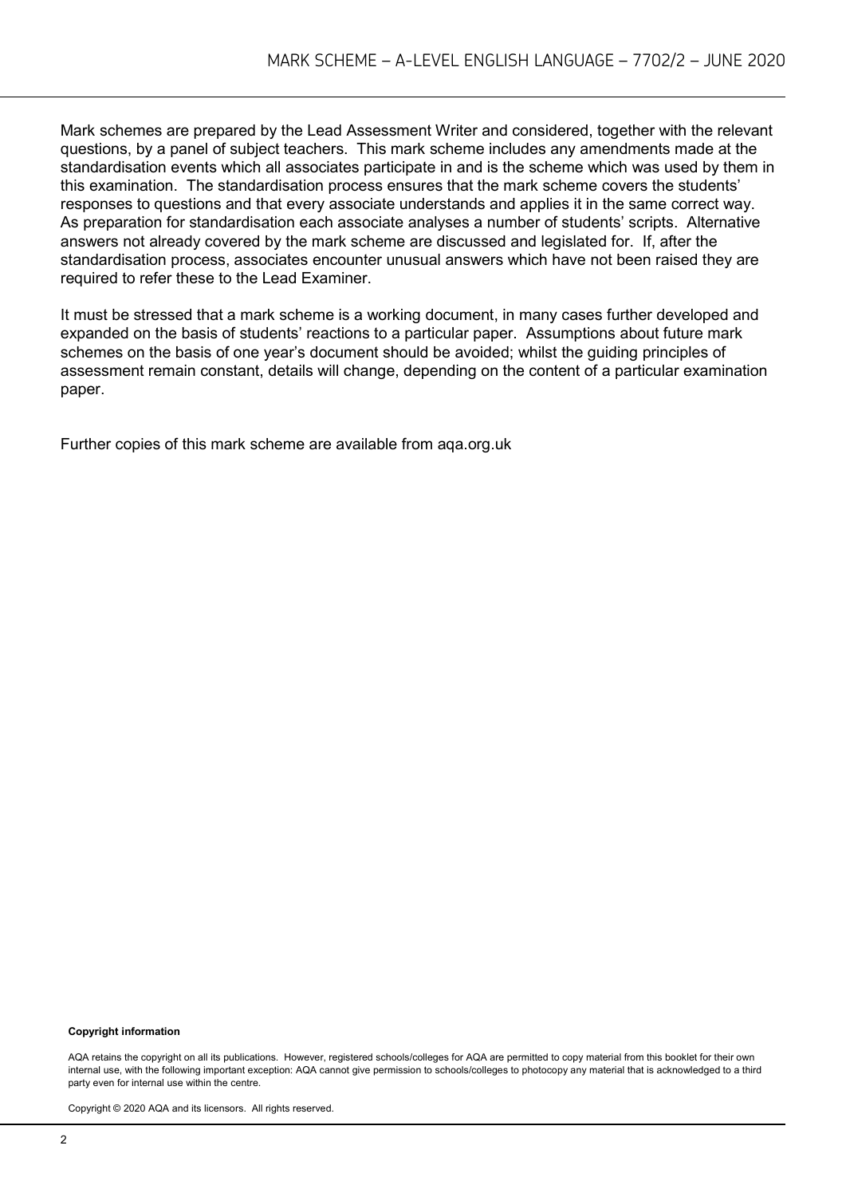Mark schemes are prepared by the Lead Assessment Writer and considered, together with the relevant questions, by a panel of subject teachers. This mark scheme includes any amendments made at the standardisation events which all associates participate in and is the scheme which was used by them in this examination. The standardisation process ensures that the mark scheme covers the students' responses to questions and that every associate understands and applies it in the same correct way. As preparation for standardisation each associate analyses a number of students' scripts. Alternative answers not already covered by the mark scheme are discussed and legislated for. If, after the standardisation process, associates encounter unusual answers which have not been raised they are required to refer these to the Lead Examiner.

It must be stressed that a mark scheme is a working document, in many cases further developed and expanded on the basis of students' reactions to a particular paper. Assumptions about future mark schemes on the basis of one year's document should be avoided; whilst the guiding principles of assessment remain constant, details will change, depending on the content of a particular examination paper.

Further copies of this mark scheme are available from aqa.org.uk

**Copyright information**

AQA retains the copyright on all its publications. However, registered schools/colleges for AQA are permitted to copy material from this booklet for their own internal use, with the following important exception: AQA cannot give permission to schools/colleges to photocopy any material that is acknowledged to a third party even for internal use within the centre.

Copyright © 2020 AQA and its licensors. All rights reserved.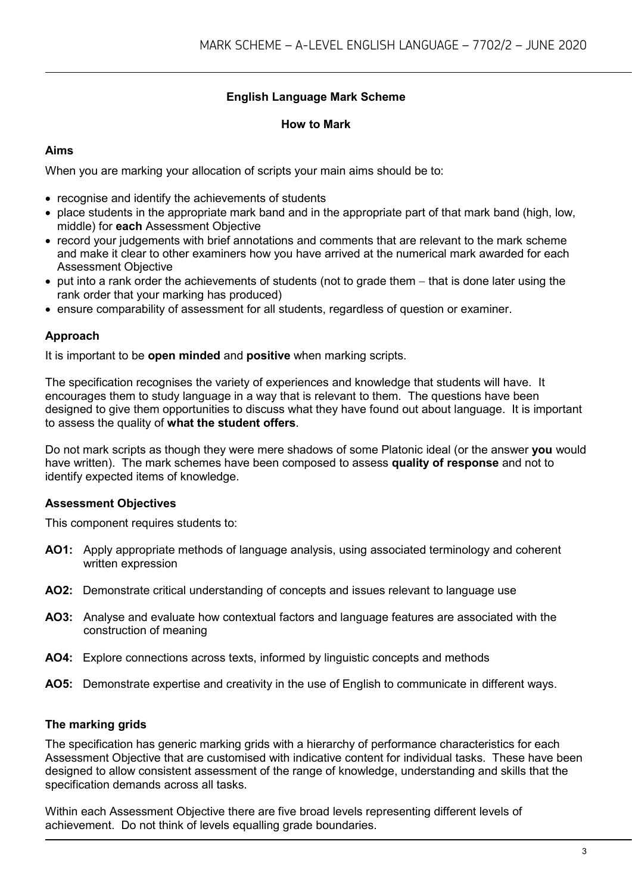# English Language Mark Scheme

## How to Mark

### Aims

When you are marking your allocation of scripts your main aims should be to:

- recognise and identify the achievements of students
- place students in the appropriate mark band and in the appropriate part of that mark band (high, low, middle) for **each** Assessment Objective
- record your judgements with brief annotations and comments that are relevant to the mark scheme and make it clear to other examiners how you have arrived at the numerical mark awarded for each Assessment Objective
- put into a rank order the achievements of students (not to grade them – that is done later using the rank order that your marking has produced)
- ensure comparability of assessment for all students, regardless of question or examiner.

### Approach

It is important to be **open minded** and **positive** when marking scripts.

The specification recognises the variety of experiences and knowledge that students will have. It encourages them to study language in a way that is relevant to them. The questions have been designed to give them opportunities to discuss what they have found out about language. It is important to assess the quality of **what the student offers**.

Do not mark scripts as though they were mere shadows of some Platonic ideal (or the answer **you** would have written). The mark schemes have been composed to assess **quality of response** and not to identify expected items of knowledge.

### Assessment Objectives

This component requires students to:

**AO1:** Apply appropriate methods of language analysis, using associated terminology and coherent written expression

**AO2:** Demonstrate critical understanding of concepts and issues relevant to language use

**AO3:** Analyse and evaluate how contextual factors and language features are associated with the construction of meaning

**AO4:** Explore connections across texts, informed by linguistic concepts and methods

**AO5:** Demonstrate expertise and creativity in the use of English to communicate in different ways.

### The marking grids

The specification has generic marking grids with a hierarchy of performance characteristics for each Assessment Objective that are customised with indicative content for individual tasks. These have been designed to allow consistent assessment of the range of knowledge, understanding and skills that the specification demands across all tasks.

Within each Assessment Objective there are five broad levels representing different levels of achievement. Do not think of levels equalling grade boundaries.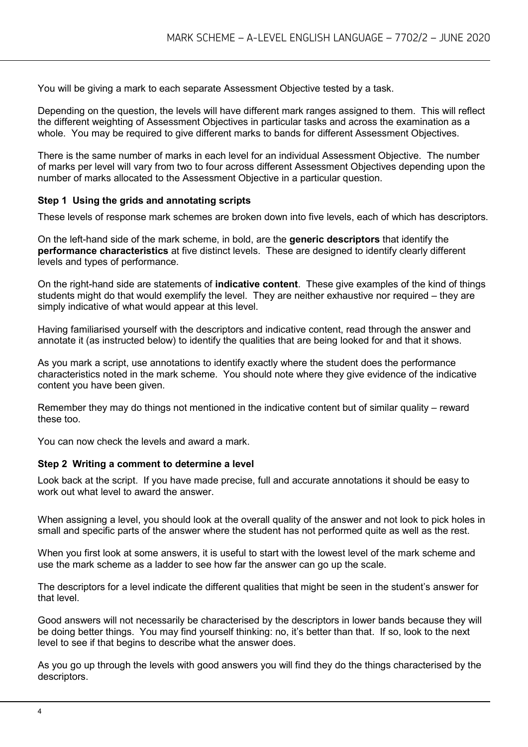You will be giving a mark to each separate Assessment Objective tested by a task.

Depending on the question, the levels will have different mark ranges assigned to them. This will reflect the different weighting of Assessment Objectives in particular tasks and across the examination as a whole. You may be required to give different marks to bands for different Assessment Objectives.

There is the same number of marks in each level for an individual Assessment Objective. The number of marks per level will vary from two to four across different Assessment Objectives depending upon the number of marks allocated to the Assessment Objective in a particular question.

### Step 1 Using the grids and annotating scripts

These levels of response mark schemes are broken down into five levels, each of which has descriptors.

On the left-hand side of the mark scheme, in bold, are the **generic descriptors** that identify the **performance characteristics** at five distinct levels. These are designed to identify clearly different levels and types of performance.

On the right-hand side are statements of **indicative content**. These give examples of the kind of things students might do that would exemplify the level. They are neither exhaustive nor required – they are simply indicative of what would appear at this level.

Having familiarised yourself with the descriptors and indicative content, read through the answer and annotate it (as instructed below) to identify the qualities that are being looked for and that it shows.

As you mark a script, use annotations to identify exactly where the student does the performance characteristics noted in the mark scheme. You should note where they give evidence of the indicative content you have been given.

Remember they may do things not mentioned in the indicative content but of similar quality – reward these too.

You can now check the levels and award a mark.

### Step 2 Writing a comment to determine a level

Look back at the script. If you have made precise, full and accurate annotations it should be easy to work out what level to award the answer.

When assigning a level, you should look at the overall quality of the answer and not look to pick holes in small and specific parts of the answer where the student has not performed quite as well as the rest.

When you first look at some answers, it is useful to start with the lowest level of the mark scheme and use the mark scheme as a ladder to see how far the answer can go up the scale.

The descriptors for a level indicate the different qualities that might be seen in the student's answer for that level.

Good answers will not necessarily be characterised by the descriptors in lower bands because they will be doing better things. You may find yourself thinking: no, it's better than that. If so, look to the next level to see if that begins to describe what the answer does.

As you go up through the levels with good answers you will find they do the things characterised by the descriptors.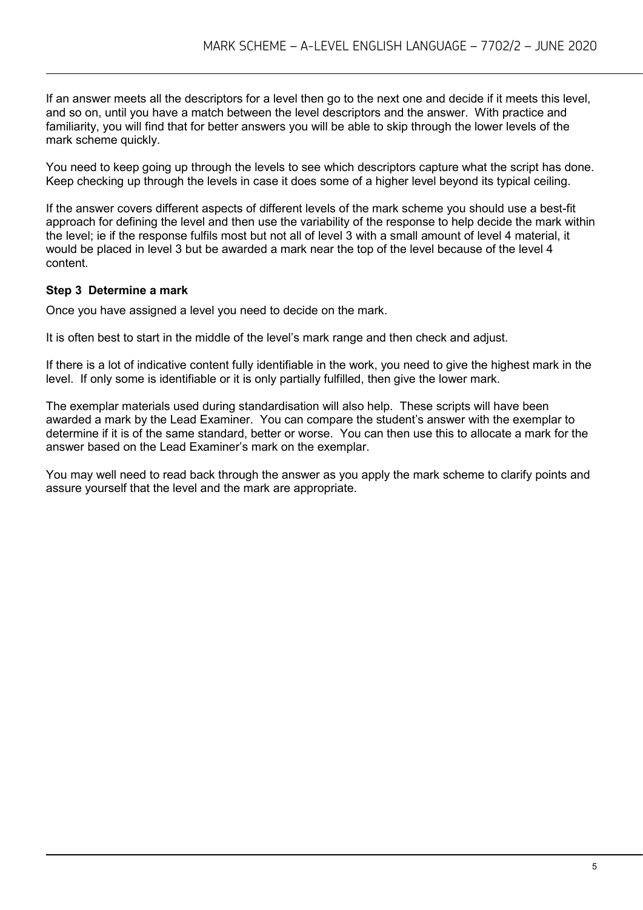If an answer meets all the descriptors for a level then go to the next one and decide if it meets this level, and so on, until you have a match between the level descriptors and the answer. With practice and familiarity, you will find that for better answers you will be able to skip through the lower levels of the mark scheme quickly.

You need to keep going up through the levels to see which descriptors capture what the script has done. Keep checking up through the levels in case it does some of a higher level beyond its typical ceiling.

If the answer covers different aspects of different levels of the mark scheme you should use a best-fit approach for defining the level and then use the variability of the response to help decide the mark within the level; ie if the response fulfils most but not all of level 3 with a small amount of level 4 material, it would be placed in level 3 but be awarded a mark near the top of the level because of the level 4 content.

**Step 3 Determine a mark**

Once you have assigned a level you need to decide on the mark.

It is often best to start in the middle of the level's mark range and then check and adjust.

If there is a lot of indicative content fully identifiable in the work, you need to give the highest mark in the level. If only some is identifiable or it is only partially fulfilled, then give the lower mark.

The exemplar materials used during standardisation will also help. These scripts will have been awarded a mark by the Lead Examiner. You can compare the student's answer with the exemplar to determine if it is of the same standard, better or worse. You can then use this to allocate a mark for the answer based on the Lead Examiner's mark on the exemplar.

You may well need to read back through the answer as you apply the mark scheme to clarify points and assure yourself that the level and the mark are appropriate.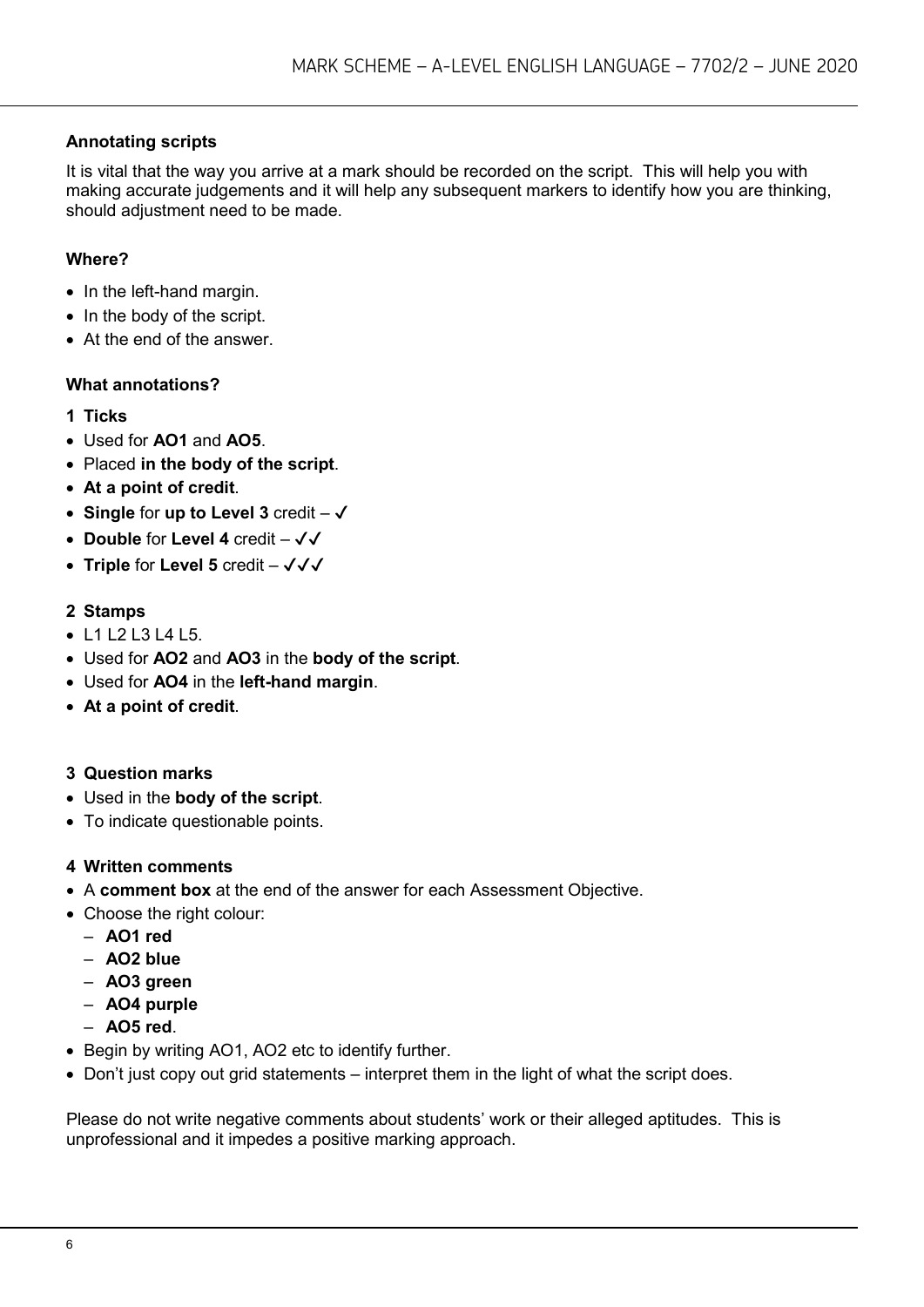### Annotating scripts

It is vital that the way you arrive at a mark should be recorded on the script. This will help you with making accurate judgements and it will help any subsequent markers to identify how you are thinking, should adjustment need to be made.

### Where?

- In the left-hand margin.
- In the body of the script.
- At the end of the answer.

### What annotations?

**1 Ticks**

- Used for **AO1** and **AO5**.
- Placed **in the body of the script**.
- **At a point of credit**.
- **Single** for **up to Level 3** credit – ✓
- **Double** for **Level 4** credit – ✓✓
- **Triple** for **Level 5** credit – ✓✓✓

**2 Stamps**

- L1 L2 L3 L4 L5.
- Used for **AO2** and **AO3** in the **body of the script**.
- Used for **AO4** in the **left-hand margin**.
- **At a point of credit**.

**3 Question marks**

- Used in the **body of the script**.
- To indicate questionable points.

**4 Written comments**

- A **comment box** at the end of the answer for each Assessment Objective.
- Choose the right colour:
  - **AO1 red**
  - **AO2 blue**
  - **AO3 green**
  - **AO4 purple**
  - **AO5 red**.
- Begin by writing AO1, AO2 etc to identify further.
- Don't just copy out grid statements – interpret them in the light of what the script does.

Please do not write negative comments about students' work or their alleged aptitudes. This is unprofessional and it impedes a positive marking approach.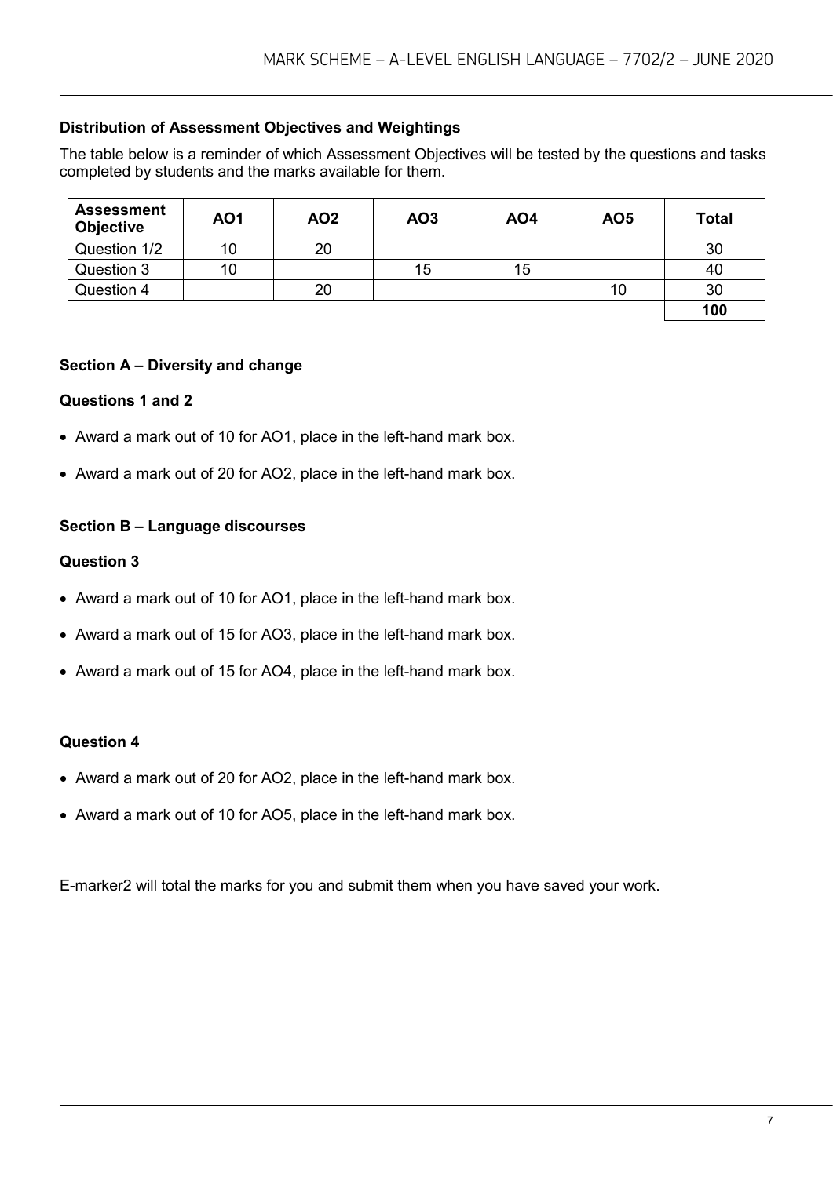**Distribution of Assessment Objectives and Weightings**

The table below is a reminder of which Assessment Objectives will be tested by the questions and tasks completed by students and the marks available for them.

| Assessment Objective | AO1 | AO2 | AO3 | AO4 | AO5 | Total |
|---|---|---|---|---|---|---|
| Question 1/2 | 10 | 20 | | | | 30 |
| Question 3 | 10 | | 15 | 15 | | 40 |
| Question 4 | | 20 | | | 10 | 30 |
| | | | | | | **100** |

**Section A – Diversity and change**

**Questions 1 and 2**

- Award a mark out of 10 for AO1, place in the left-hand mark box.
- Award a mark out of 20 for AO2, place in the left-hand mark box.

**Section B – Language discourses**

**Question 3**

- Award a mark out of 10 for AO1, place in the left-hand mark box.
- Award a mark out of 15 for AO3, place in the left-hand mark box.
- Award a mark out of 15 for AO4, place in the left-hand mark box.

**Question 4**

- Award a mark out of 20 for AO2, place in the left-hand mark box.
- Award a mark out of 10 for AO5, place in the left-hand mark box.

E-marker2 will total the marks for you and submit them when you have saved your work.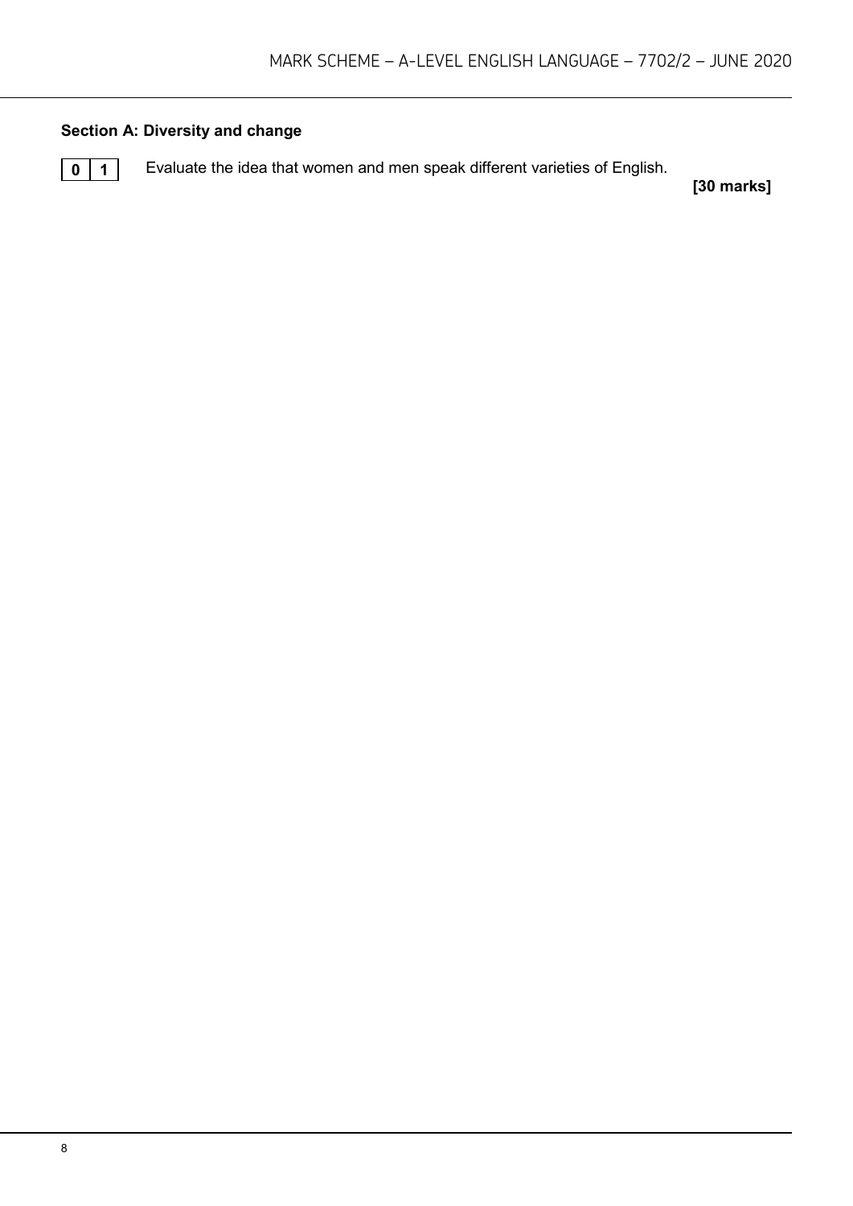**Section A: Diversity and change**

**0 1** Evaluate the idea that women and men speak different varieties of English.

**[30 marks]**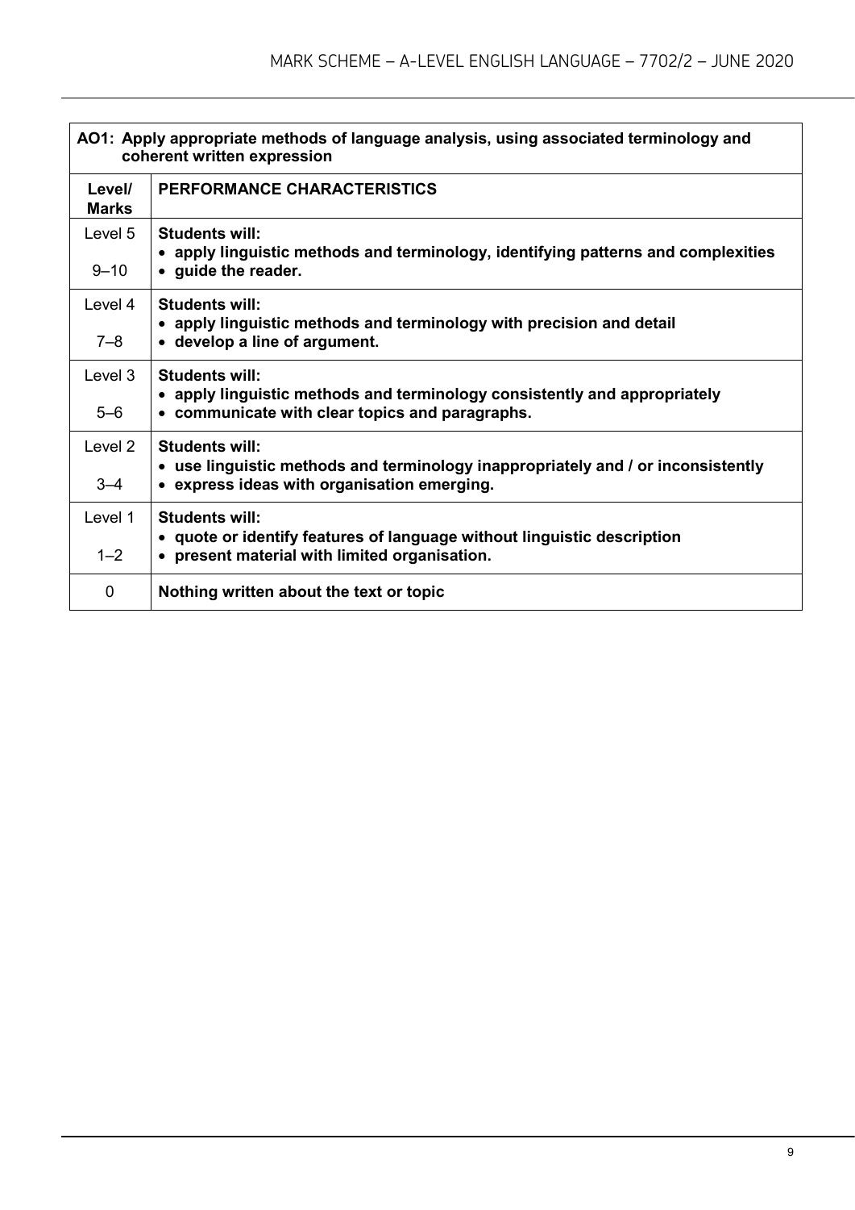| **AO1: Apply appropriate methods of language analysis, using associated terminology and coherent written expression** | |
|---|---|
| **Level/ Marks** | **PERFORMANCE CHARACTERISTICS** |
| Level 5<br>9–10 | **Students will:**<br>• **apply linguistic methods and terminology, identifying patterns and complexities**<br>• **guide the reader.** |
| Level 4<br>7–8 | **Students will:**<br>• **apply linguistic methods and terminology with precision and detail**<br>• **develop a line of argument.** |
| Level 3<br>5–6 | **Students will:**<br>• **apply linguistic methods and terminology consistently and appropriately**<br>• **communicate with clear topics and paragraphs.** |
| Level 2<br>3–4 | **Students will:**<br>• **use linguistic methods and terminology inappropriately and / or inconsistently**<br>• **express ideas with organisation emerging.** |
| Level 1<br>1–2 | **Students will:**<br>• **quote or identify features of language without linguistic description**<br>• **present material with limited organisation.** |
| 0 | **Nothing written about the text or topic** |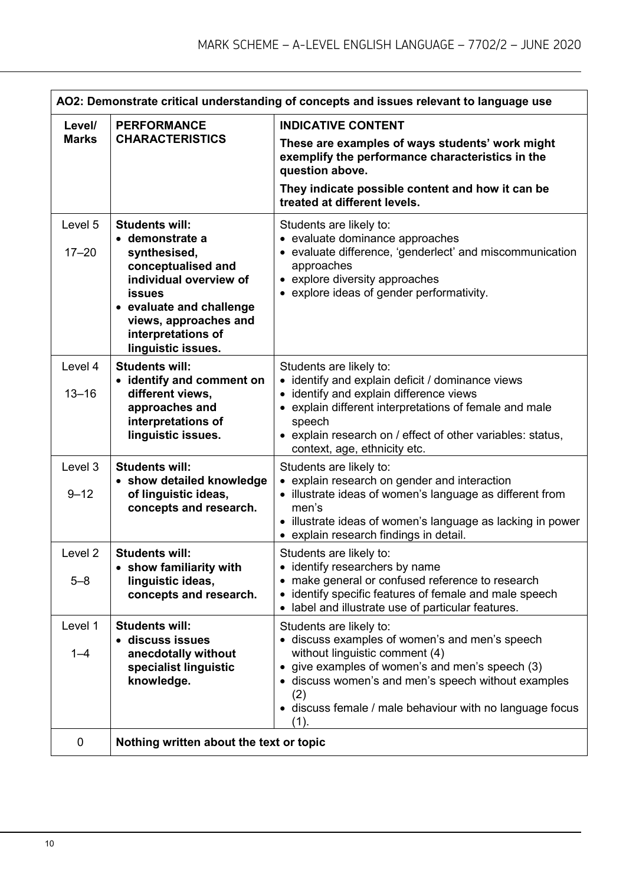| AO2: Demonstrate critical understanding of concepts and issues relevant to language use | | |
|---|---|---|
| **Level/ Marks** | **PERFORMANCE CHARACTERISTICS** | **INDICATIVE CONTENT**<br>**These are examples of ways students' work might exemplify the performance characteristics in the question above.**<br>**They indicate possible content and how it can be treated at different levels.** |
| Level 5<br>17–20 | **Students will:**<br>• **demonstrate a synthesised, conceptualised and individual overview of issues**<br>• **evaluate and challenge views, approaches and interpretations of linguistic issues.** | Students are likely to:<br>• evaluate dominance approaches<br>• evaluate difference, 'genderlect' and miscommunication approaches<br>• explore diversity approaches<br>• explore ideas of gender performativity. |
| Level 4<br>13–16 | **Students will:**<br>• **identify and comment on different views, approaches and interpretations of linguistic issues.** | Students are likely to:<br>• identify and explain deficit / dominance views<br>• identify and explain difference views<br>• explain different interpretations of female and male speech<br>• explain research on / effect of other variables: status, context, age, ethnicity etc. |
| Level 3<br>9–12 | **Students will:**<br>• **show detailed knowledge of linguistic ideas, concepts and research.** | Students are likely to:<br>• explain research on gender and interaction<br>• illustrate ideas of women's language as different from men's<br>• illustrate ideas of women's language as lacking in power<br>• explain research findings in detail. |
| Level 2<br>5–8 | **Students will:**<br>• **show familiarity with linguistic ideas, concepts and research.** | Students are likely to:<br>• identify researchers by name<br>• make general or confused reference to research<br>• identify specific features of female and male speech<br>• label and illustrate use of particular features. |
| Level 1<br>1–4 | **Students will:**<br>• **discuss issues anecdotally without specialist linguistic knowledge.** | Students are likely to:<br>• discuss examples of women's and men's speech without linguistic comment (4)<br>• give examples of women's and men's speech (3)<br>• discuss women's and men's speech without examples (2)<br>• discuss female / male behaviour with no language focus (1). |
| 0 | **Nothing written about the text or topic** | |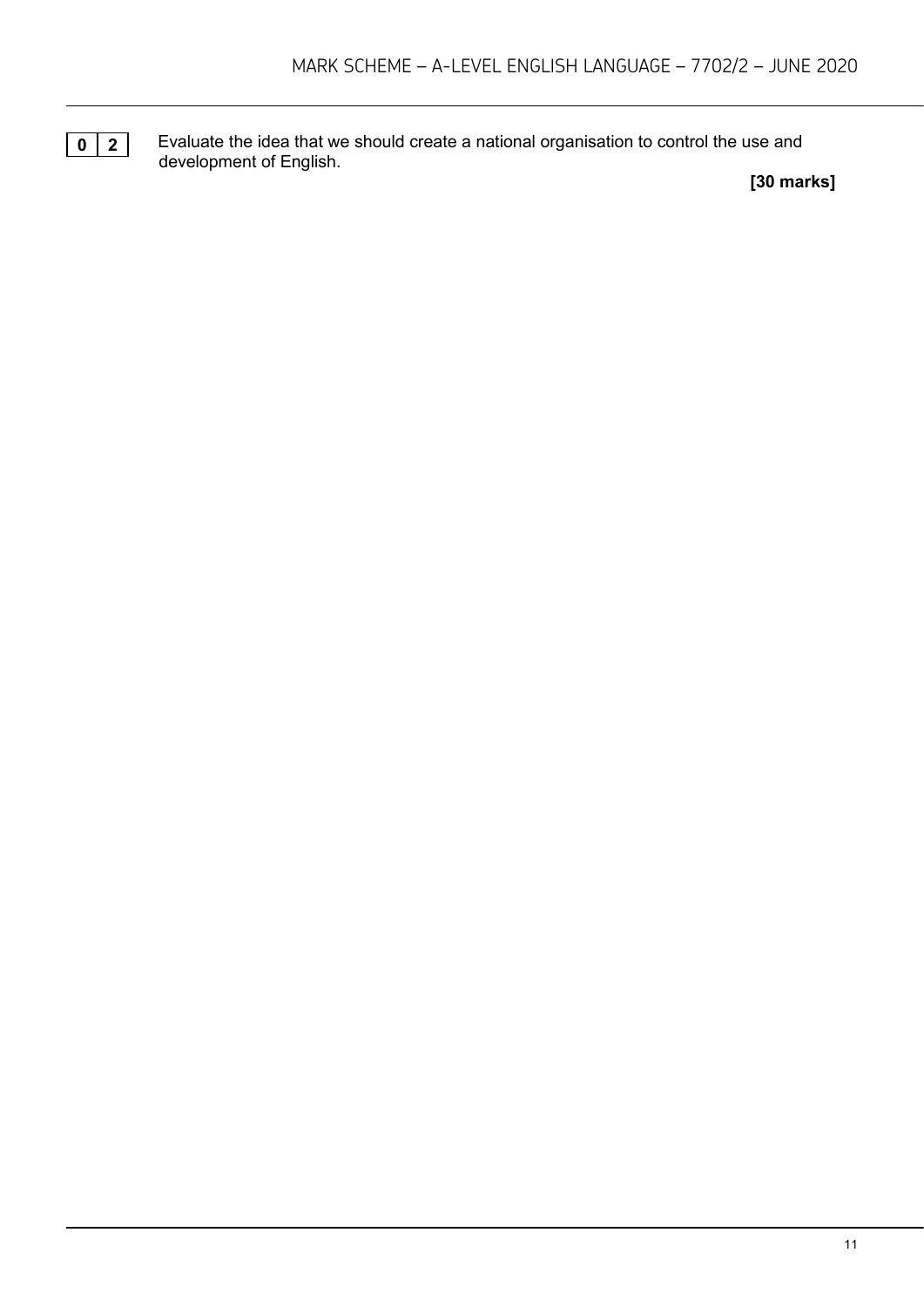**0 2** Evaluate the idea that we should create a national organisation to control the use and development of English.

**[30 marks]**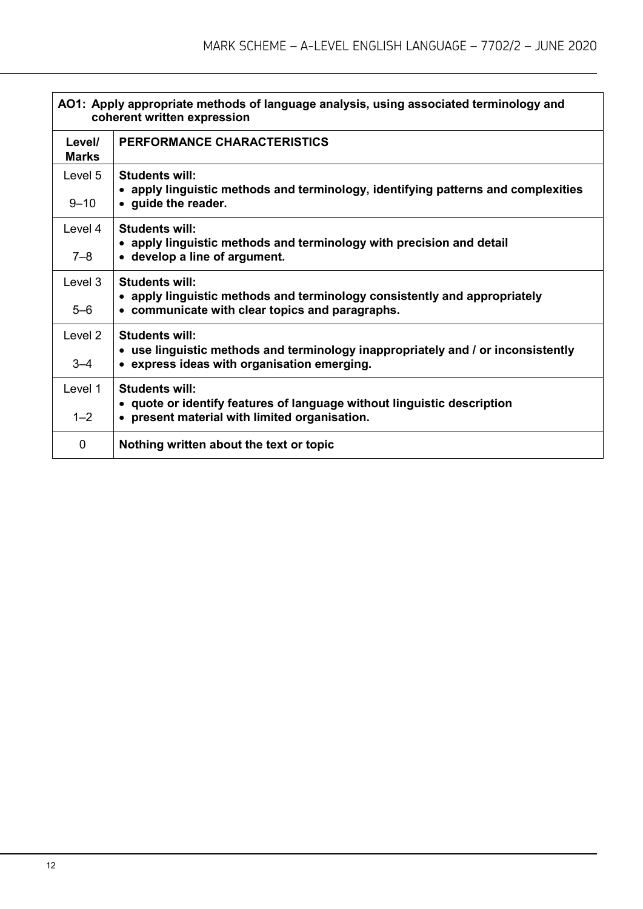| AO1: Apply appropriate methods of language analysis, using associated terminology and coherent written expression | |
|---|---|
| **Level/ Marks** | **PERFORMANCE CHARACTERISTICS** |
| Level 5<br>9–10 | **Students will:**<br>• **apply linguistic methods and terminology, identifying patterns and complexities**<br>• **guide the reader.** |
| Level 4<br>7–8 | **Students will:**<br>• **apply linguistic methods and terminology with precision and detail**<br>• **develop a line of argument.** |
| Level 3<br>5–6 | **Students will:**<br>• **apply linguistic methods and terminology consistently and appropriately**<br>• **communicate with clear topics and paragraphs.** |
| Level 2<br>3–4 | **Students will:**<br>• **use linguistic methods and terminology inappropriately and / or inconsistently**<br>• **express ideas with organisation emerging.** |
| Level 1<br>1–2 | **Students will:**<br>• **quote or identify features of language without linguistic description**<br>• **present material with limited organisation.** |
| 0 | **Nothing written about the text or topic** |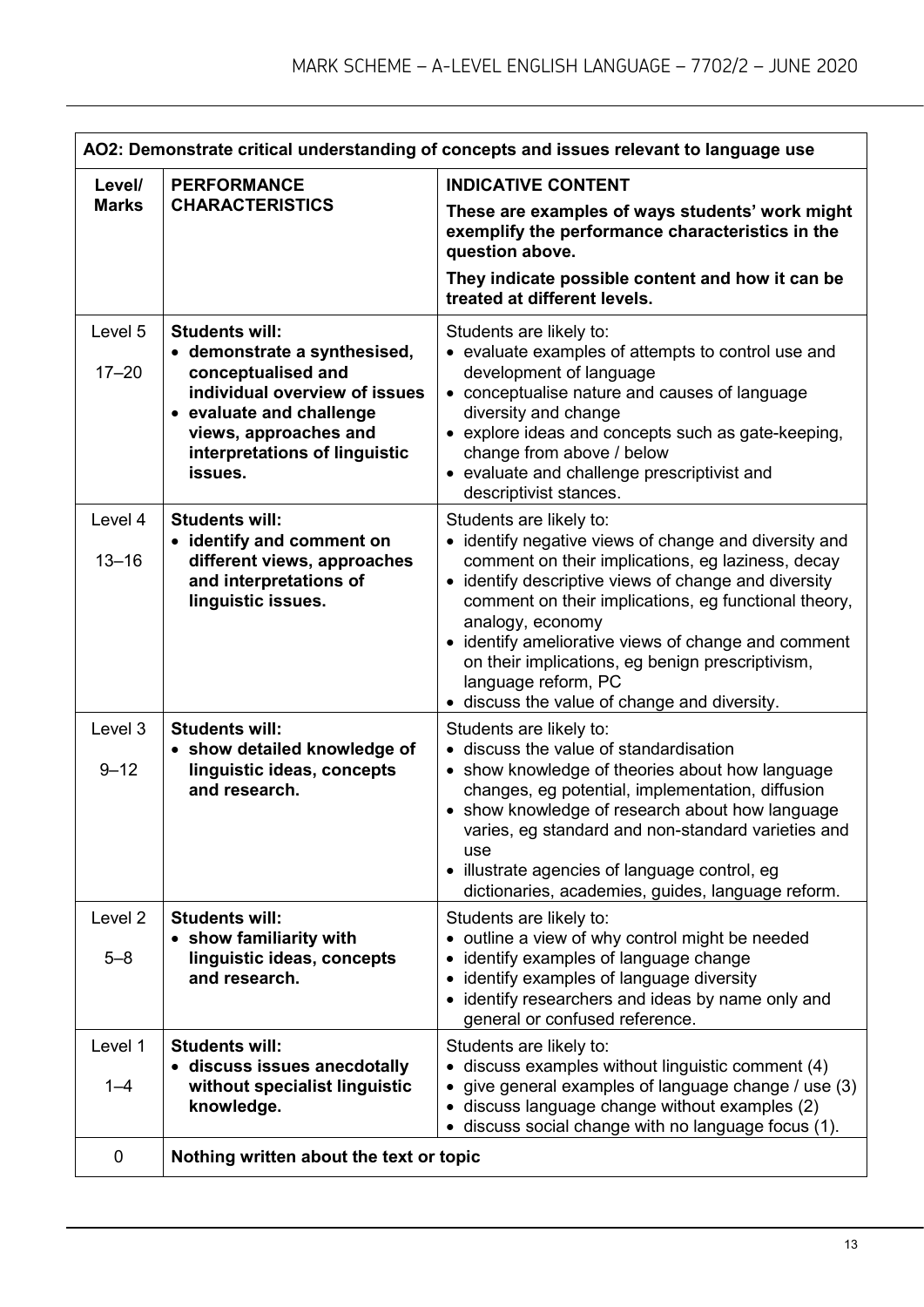| AO2: Demonstrate critical understanding of concepts and issues relevant to language use | | |
|---|---|---|
| **Level/ Marks** | **PERFORMANCE CHARACTERISTICS** | **INDICATIVE CONTENT**<br>**These are examples of ways students' work might exemplify the performance characteristics in the question above.**<br>**They indicate possible content and how it can be treated at different levels.** |
| Level 5<br>17–20 | **Students will:**<br>• **demonstrate a synthesised, conceptualised and individual overview of issues**<br>• **evaluate and challenge views, approaches and interpretations of linguistic issues.** | Students are likely to:<br>• evaluate examples of attempts to control use and development of language<br>• conceptualise nature and causes of language diversity and change<br>• explore ideas and concepts such as gate-keeping, change from above / below<br>• evaluate and challenge prescriptivist and descriptivist stances. |
| Level 4<br>13–16 | **Students will:**<br>• **identify and comment on different views, approaches and interpretations of linguistic issues.** | Students are likely to:<br>• identify negative views of change and diversity and comment on their implications, eg laziness, decay<br>• identify descriptive views of change and diversity comment on their implications, eg functional theory, analogy, economy<br>• identify ameliorative views of change and comment on their implications, eg benign prescriptivism, language reform, PC<br>• discuss the value of change and diversity. |
| Level 3<br>9–12 | **Students will:**<br>• **show detailed knowledge of linguistic ideas, concepts and research.** | Students are likely to:<br>• discuss the value of standardisation<br>• show knowledge of theories about how language changes, eg potential, implementation, diffusion<br>• show knowledge of research about how language varies, eg standard and non-standard varieties and use<br>• illustrate agencies of language control, eg dictionaries, academies, guides, language reform. |
| Level 2<br>5–8 | **Students will:**<br>• **show familiarity with linguistic ideas, concepts and research.** | Students are likely to:<br>• outline a view of why control might be needed<br>• identify examples of language change<br>• identify examples of language diversity<br>• identify researchers and ideas by name only and general or confused reference. |
| Level 1<br>1–4 | **Students will:**<br>• **discuss issues anecdotally without specialist linguistic knowledge.** | Students are likely to:<br>• discuss examples without linguistic comment (4)<br>• give general examples of language change / use (3)<br>• discuss language change without examples (2)<br>• discuss social change with no language focus (1). |
| 0 | **Nothing written about the text or topic** | |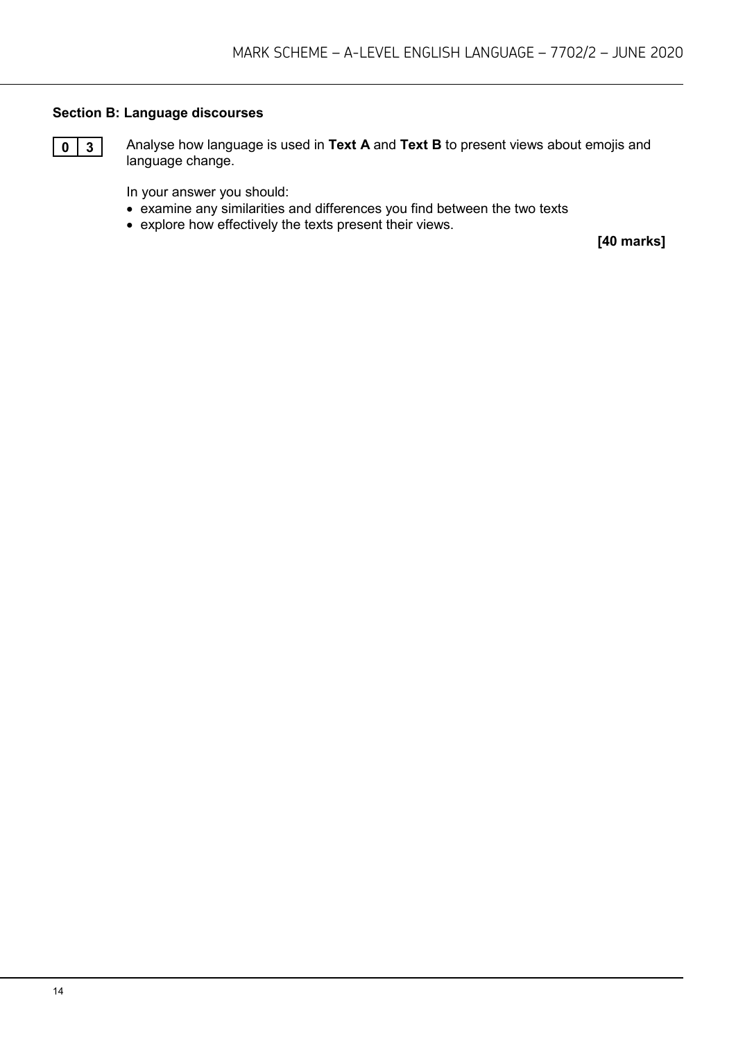### Section B: Language discourses

**0 3** Analyse how language is used in **Text A** and **Text B** to present views about emojis and language change.

In your answer you should:

- examine any similarities and differences you find between the two texts
- explore how effectively the texts present their views.

**[40 marks]**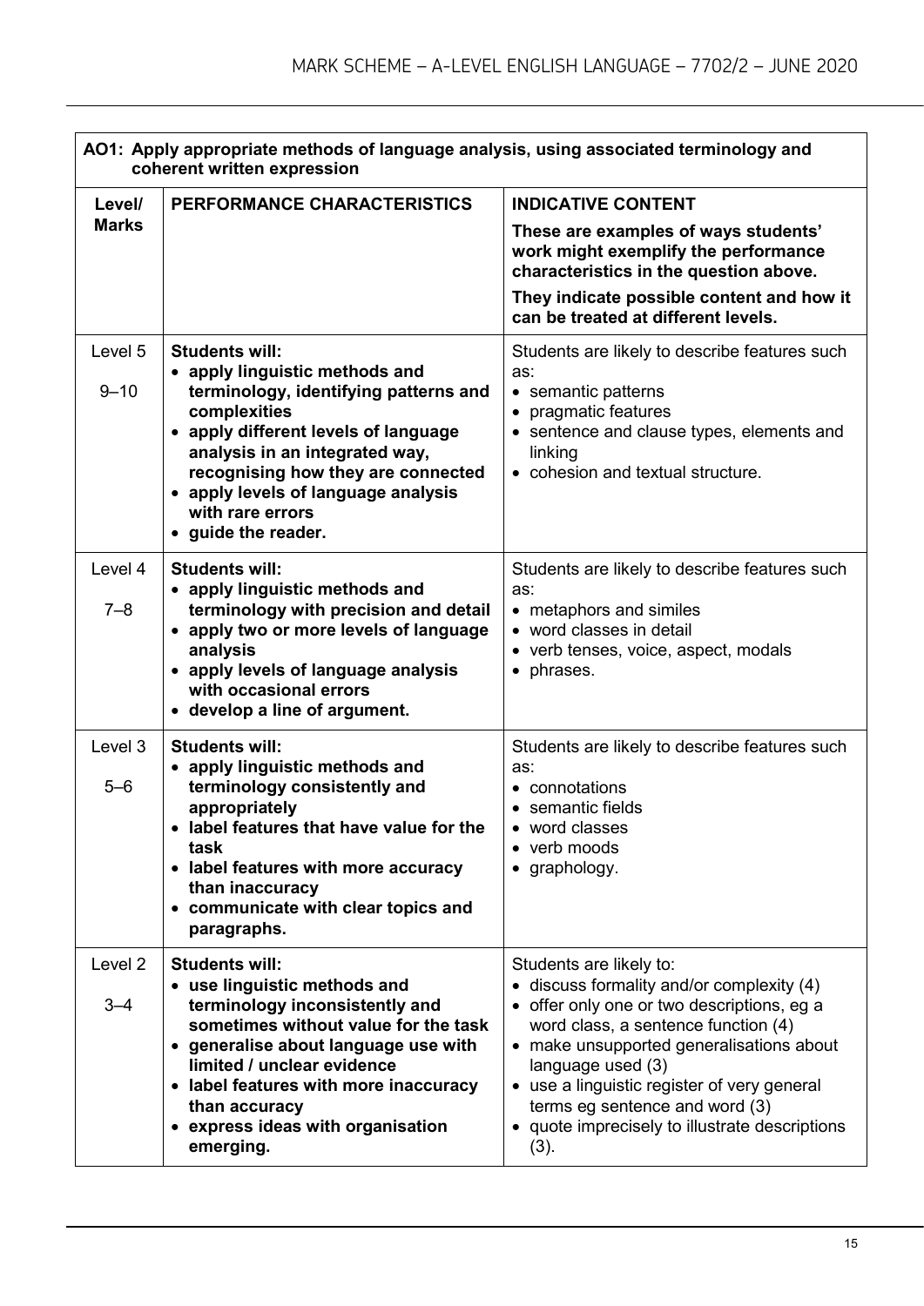| **AO1: Apply appropriate methods of language analysis, using associated terminology and coherent written expression** | | |
|---|---|---|
| **Level/ Marks** | **PERFORMANCE CHARACTERISTICS** | **INDICATIVE CONTENT**<br>**These are examples of ways students' work might exemplify the performance characteristics in the question above.**<br>**They indicate possible content and how it can be treated at different levels.** |
| Level 5<br>9–10 | **Students will:**<br>• **apply linguistic methods and terminology, identifying patterns and complexities**<br>• **apply different levels of language analysis in an integrated way, recognising how they are connected**<br>• **apply levels of language analysis with rare errors**<br>• **guide the reader.** | Students are likely to describe features such as:<br>• semantic patterns<br>• pragmatic features<br>• sentence and clause types, elements and linking<br>• cohesion and textual structure. |
| Level 4<br>7–8 | **Students will:**<br>• **apply linguistic methods and terminology with precision and detail**<br>• **apply two or more levels of language analysis**<br>• **apply levels of language analysis with occasional errors**<br>• **develop a line of argument.** | Students are likely to describe features such as:<br>• metaphors and similes<br>• word classes in detail<br>• verb tenses, voice, aspect, modals<br>• phrases. |
| Level 3<br>5–6 | **Students will:**<br>• **apply linguistic methods and terminology consistently and appropriately**<br>• **label features that have value for the task**<br>• **label features with more accuracy than inaccuracy**<br>• **communicate with clear topics and paragraphs.** | Students are likely to describe features such as:<br>• connotations<br>• semantic fields<br>• word classes<br>• verb moods<br>• graphology. |
| Level 2<br>3–4 | **Students will:**<br>• **use linguistic methods and terminology inconsistently and sometimes without value for the task**<br>• **generalise about language use with limited / unclear evidence**<br>• **label features with more inaccuracy than accuracy**<br>• **express ideas with organisation emerging.** | Students are likely to:<br>• discuss formality and/or complexity (4)<br>• offer only one or two descriptions, eg a word class, a sentence function (4)<br>• make unsupported generalisations about language used (3)<br>• use a linguistic register of very general terms eg sentence and word (3)<br>• quote imprecisely to illustrate descriptions (3). |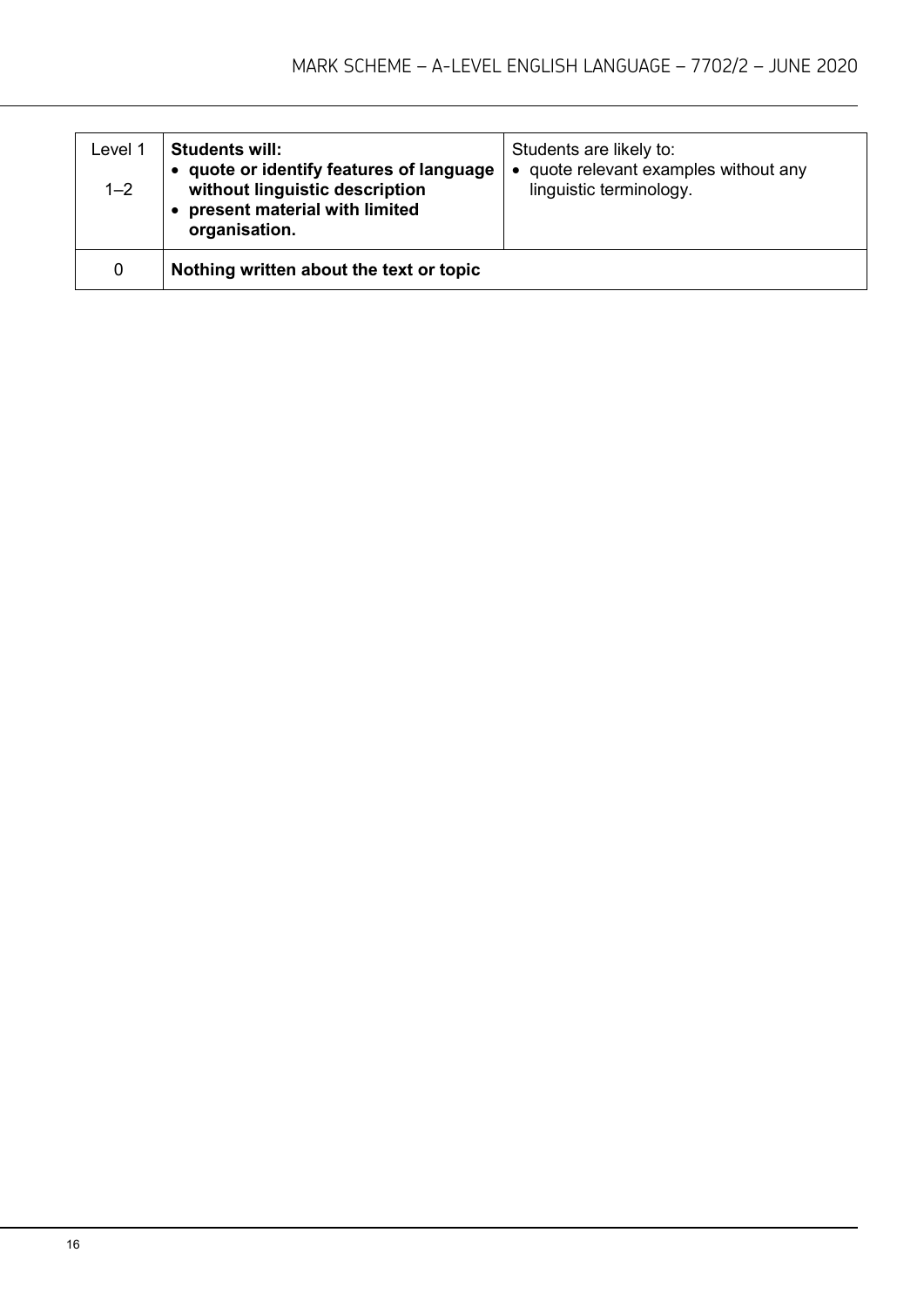| | | |
|---|---|---|
| Level 1<br><br>1–2 | **Students will:**<br>• **quote or identify features of language without linguistic description**<br>• **present material with limited organisation.** | Students are likely to:<br>• quote relevant examples without any linguistic terminology. |
| 0 | **Nothing written about the text or topic** | |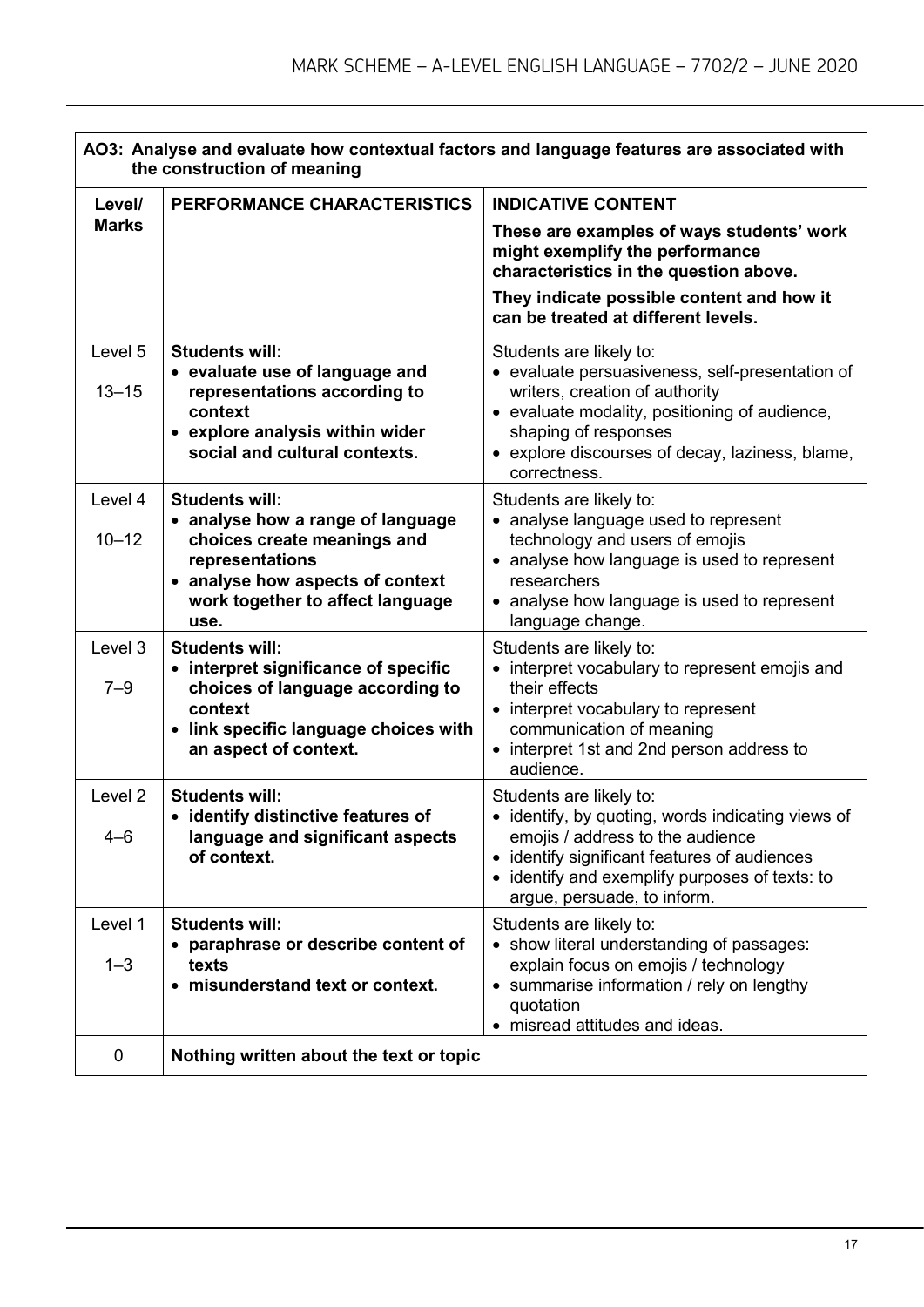| AO3: Analyse and evaluate how contextual factors and language features are associated with the construction of meaning | | |
|---|---|---|
| **Level/ Marks** | **PERFORMANCE CHARACTERISTICS** | **INDICATIVE CONTENT**<br>**These are examples of ways students' work might exemplify the performance characteristics in the question above.**<br>**They indicate possible content and how it can be treated at different levels.** |
| Level 5<br>13–15 | **Students will:**<br>• **evaluate use of language and representations according to context**<br>• **explore analysis within wider social and cultural contexts.** | Students are likely to:<br>• evaluate persuasiveness, self-presentation of writers, creation of authority<br>• evaluate modality, positioning of audience, shaping of responses<br>• explore discourses of decay, laziness, blame, correctness. |
| Level 4<br>10–12 | **Students will:**<br>• **analyse how a range of language choices create meanings and representations**<br>• **analyse how aspects of context work together to affect language use.** | Students are likely to:<br>• analyse language used to represent technology and users of emojis<br>• analyse how language is used to represent researchers<br>• analyse how language is used to represent language change. |
| Level 3<br>7–9 | **Students will:**<br>• **interpret significance of specific choices of language according to context**<br>• **link specific language choices with an aspect of context.** | Students are likely to:<br>• interpret vocabulary to represent emojis and their effects<br>• interpret vocabulary to represent communication of meaning<br>• interpret 1st and 2nd person address to audience. |
| Level 2<br>4–6 | **Students will:**<br>• **identify distinctive features of language and significant aspects of context.** | Students are likely to:<br>• identify, by quoting, words indicating views of emojis / address to the audience<br>• identify significant features of audiences<br>• identify and exemplify purposes of texts: to argue, persuade, to inform. |
| Level 1<br>1–3 | **Students will:**<br>• **paraphrase or describe content of texts**<br>• **misunderstand text or context.** | Students are likely to:<br>• show literal understanding of passages: explain focus on emojis / technology<br>• summarise information / rely on lengthy quotation<br>• misread attitudes and ideas. |
| 0 | **Nothing written about the text or topic** | |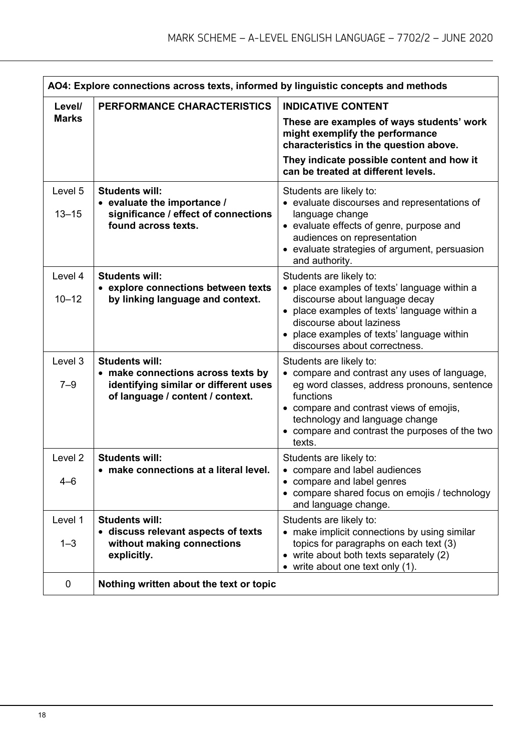| AO4: Explore connections across texts, informed by linguistic concepts and methods | | |
|---|---|---|
| **Level/ Marks** | **PERFORMANCE CHARACTERISTICS** | **INDICATIVE CONTENT**<br>**These are examples of ways students' work might exemplify the performance characteristics in the question above.**<br>**They indicate possible content and how it can be treated at different levels.** |
| Level 5<br>13–15 | **Students will:**<br>• **evaluate the importance / significance / effect of connections found across texts.** | Students are likely to:<br>• evaluate discourses and representations of language change<br>• evaluate effects of genre, purpose and audiences on representation<br>• evaluate strategies of argument, persuasion and authority. |
| Level 4<br>10–12 | **Students will:**<br>• **explore connections between texts by linking language and context.** | Students are likely to:<br>• place examples of texts' language within a discourse about language decay<br>• place examples of texts' language within a discourse about laziness<br>• place examples of texts' language within discourses about correctness. |
| Level 3<br>7–9 | **Students will:**<br>• **make connections across texts by identifying similar or different uses of language / content / context.** | Students are likely to:<br>• compare and contrast any uses of language, eg word classes, address pronouns, sentence functions<br>• compare and contrast views of emojis, technology and language change<br>• compare and contrast the purposes of the two texts. |
| Level 2<br>4–6 | **Students will:**<br>• **make connections at a literal level.** | Students are likely to:<br>• compare and label audiences<br>• compare and label genres<br>• compare shared focus on emojis / technology and language change. |
| Level 1<br>1–3 | **Students will:**<br>• **discuss relevant aspects of texts without making connections explicitly.** | Students are likely to:<br>• make implicit connections by using similar topics for paragraphs on each text (3)<br>• write about both texts separately (2)<br>• write about one text only (1). |
| 0 | **Nothing written about the text or topic** | |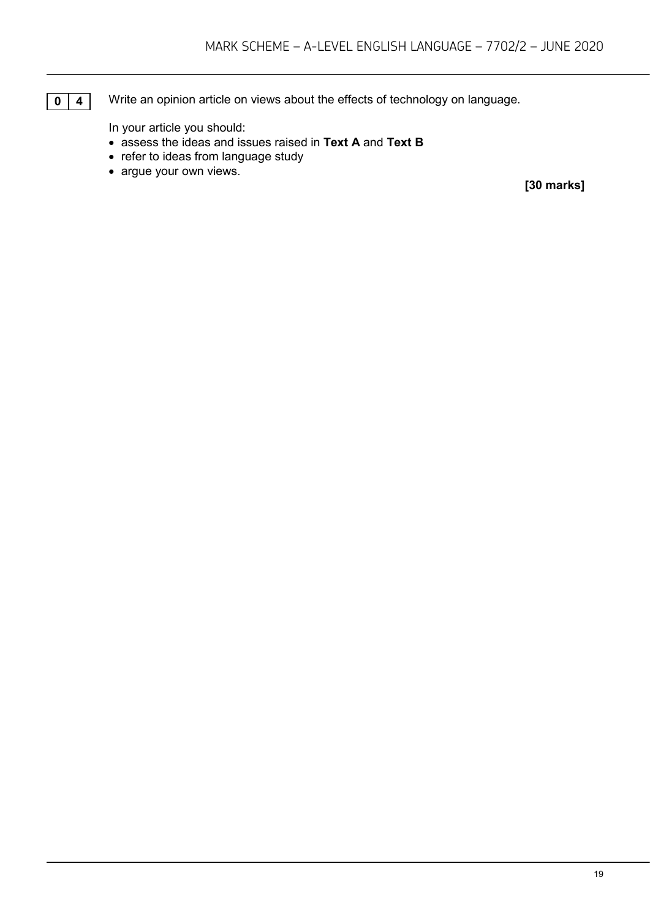**0 4** Write an opinion article on views about the effects of technology on language.

In your article you should:

- assess the ideas and issues raised in **Text A** and **Text B**
- refer to ideas from language study
- argue your own views.

**[30 marks]**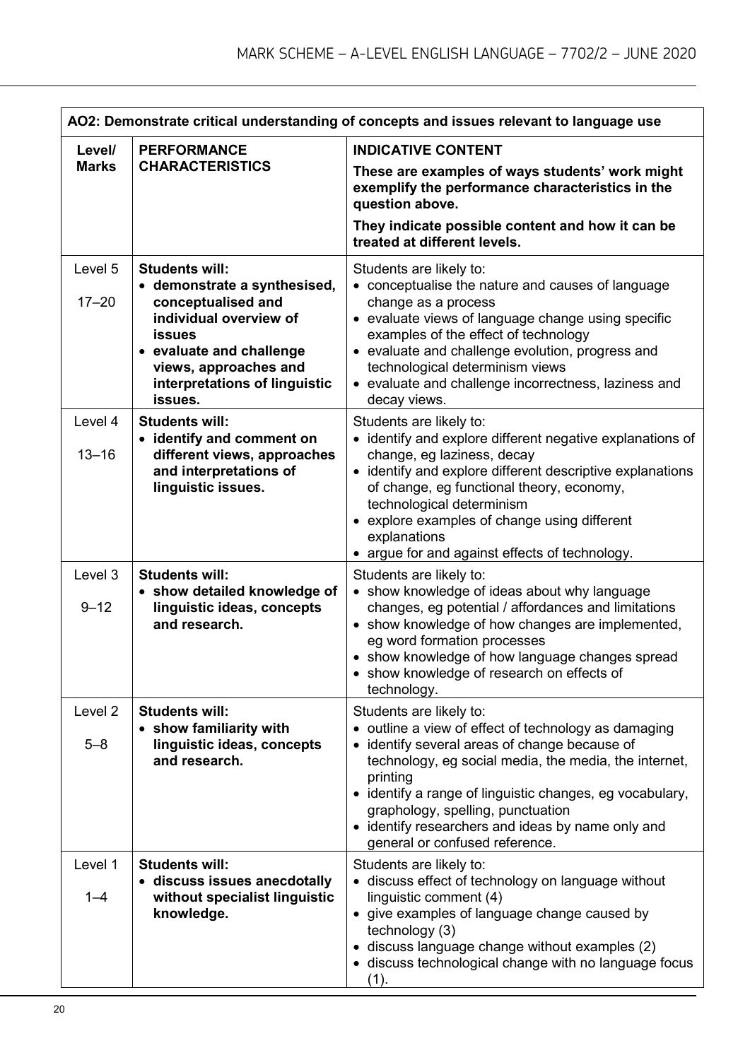| AO2: Demonstrate critical understanding of concepts and issues relevant to language use | | |
|---|---|---|
| **Level/ Marks** | **PERFORMANCE CHARACTERISTICS** | **INDICATIVE CONTENT**<br>**These are examples of ways students' work might exemplify the performance characteristics in the question above.**<br>**They indicate possible content and how it can be treated at different levels.** |
| Level 5<br>17–20 | **Students will:**<br>• **demonstrate a synthesised, conceptualised and individual overview of issues**<br>• **evaluate and challenge views, approaches and interpretations of linguistic issues.** | Students are likely to:<br>• conceptualise the nature and causes of language change as a process<br>• evaluate views of language change using specific examples of the effect of technology<br>• evaluate and challenge evolution, progress and technological determinism views<br>• evaluate and challenge incorrectness, laziness and decay views. |
| Level 4<br>13–16 | **Students will:**<br>• **identify and comment on different views, approaches and interpretations of linguistic issues.** | Students are likely to:<br>• identify and explore different negative explanations of change, eg laziness, decay<br>• identify and explore different descriptive explanations of change, eg functional theory, economy, technological determinism<br>• explore examples of change using different explanations<br>• argue for and against effects of technology. |
| Level 3<br>9–12 | **Students will:**<br>• **show detailed knowledge of linguistic ideas, concepts and research.** | Students are likely to:<br>• show knowledge of ideas about why language changes, eg potential / affordances and limitations<br>• show knowledge of how changes are implemented, eg word formation processes<br>• show knowledge of how language changes spread<br>• show knowledge of research on effects of technology. |
| Level 2<br>5–8 | **Students will:**<br>• **show familiarity with linguistic ideas, concepts and research.** | Students are likely to:<br>• outline a view of effect of technology as damaging<br>• identify several areas of change because of technology, eg social media, the media, the internet, printing<br>• identify a range of linguistic changes, eg vocabulary, graphology, spelling, punctuation<br>• identify researchers and ideas by name only and general or confused reference. |
| Level 1<br>1–4 | **Students will:**<br>• **discuss issues anecdotally without specialist linguistic knowledge.** | Students are likely to:<br>• discuss effect of technology on language without linguistic comment (4)<br>• give examples of language change caused by technology (3)<br>• discuss language change without examples (2)<br>• discuss technological change with no language focus (1). |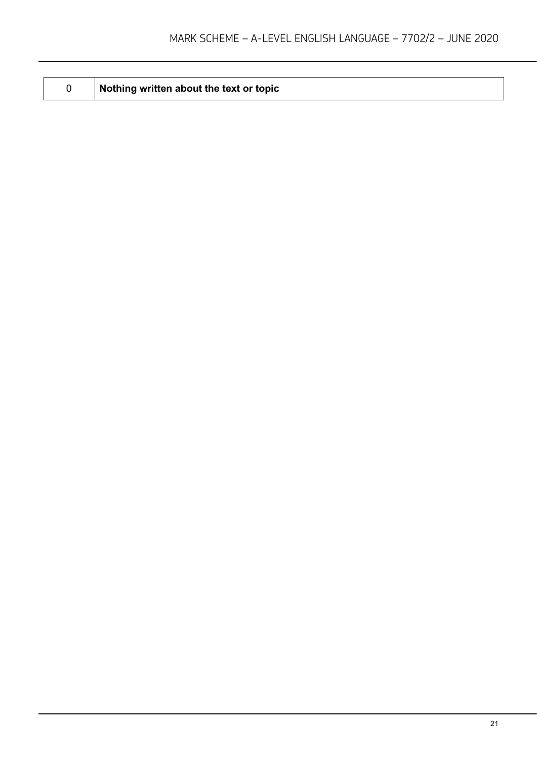| 0 | **Nothing written about the text or topic** |
|---|---|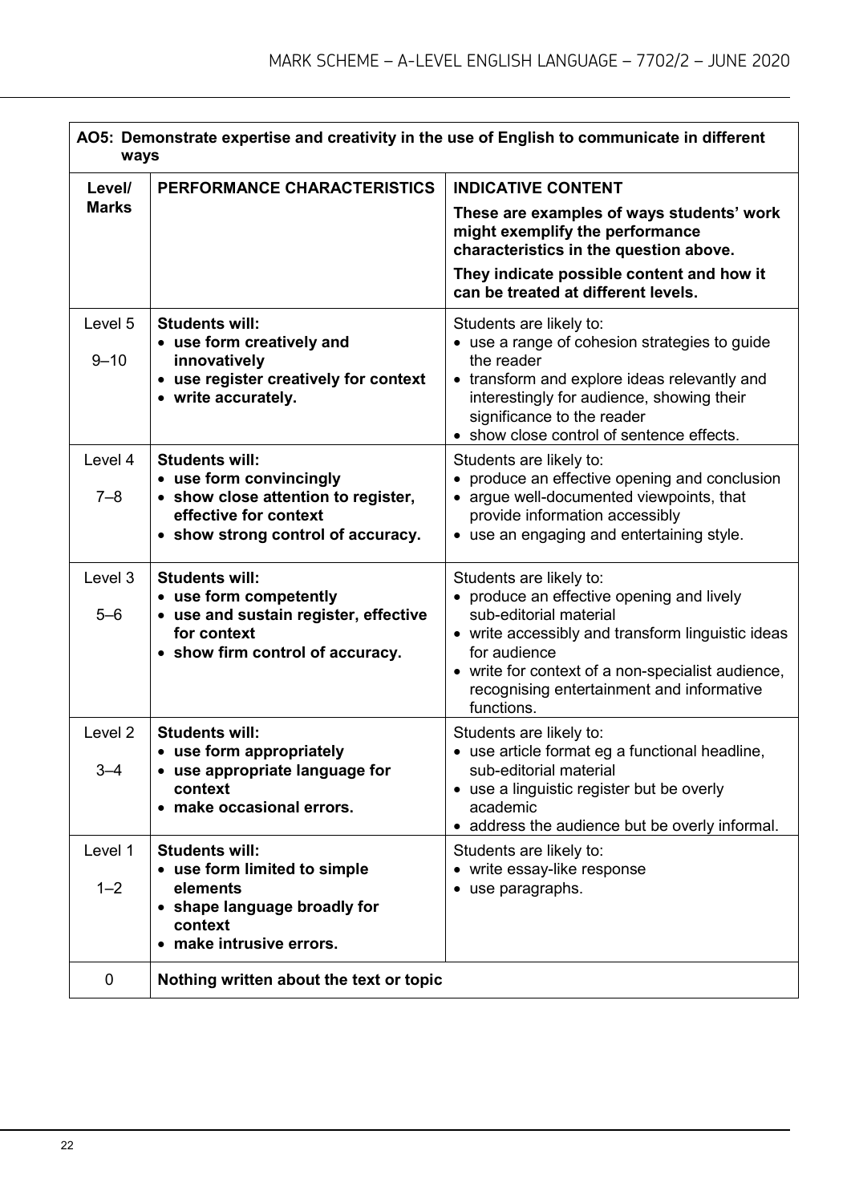| AO5: Demonstrate expertise and creativity in the use of English to communicate in different ways | | |
|---|---|---|
| **Level/ Marks** | **PERFORMANCE CHARACTERISTICS** | **INDICATIVE CONTENT**<br>**These are examples of ways students' work might exemplify the performance characteristics in the question above.**<br>**They indicate possible content and how it can be treated at different levels.** |
| Level 5<br>9–10 | **Students will:**<br>• **use form creatively and innovatively**<br>• **use register creatively for context**<br>• **write accurately.** | Students are likely to:<br>• use a range of cohesion strategies to guide the reader<br>• transform and explore ideas relevantly and interestingly for audience, showing their significance to the reader<br>• show close control of sentence effects. |
| Level 4<br>7–8 | **Students will:**<br>• **use form convincingly**<br>• **show close attention to register, effective for context**<br>• **show strong control of accuracy.** | Students are likely to:<br>• produce an effective opening and conclusion<br>• argue well-documented viewpoints, that provide information accessibly<br>• use an engaging and entertaining style. |
| Level 3<br>5–6 | **Students will:**<br>• **use form competently**<br>• **use and sustain register, effective for context**<br>• **show firm control of accuracy.** | Students are likely to:<br>• produce an effective opening and lively sub-editorial material<br>• write accessibly and transform linguistic ideas for audience<br>• write for context of a non-specialist audience, recognising entertainment and informative functions. |
| Level 2<br>3–4 | **Students will:**<br>• **use form appropriately**<br>• **use appropriate language for context**<br>• **make occasional errors.** | Students are likely to:<br>• use article format eg a functional headline, sub-editorial material<br>• use a linguistic register but be overly academic<br>• address the audience but be overly informal. |
| Level 1<br>1–2 | **Students will:**<br>• **use form limited to simple elements**<br>• **shape language broadly for context**<br>• **make intrusive errors.** | Students are likely to:<br>• write essay-like response<br>• use paragraphs. |
| 0 | **Nothing written about the text or topic** | |